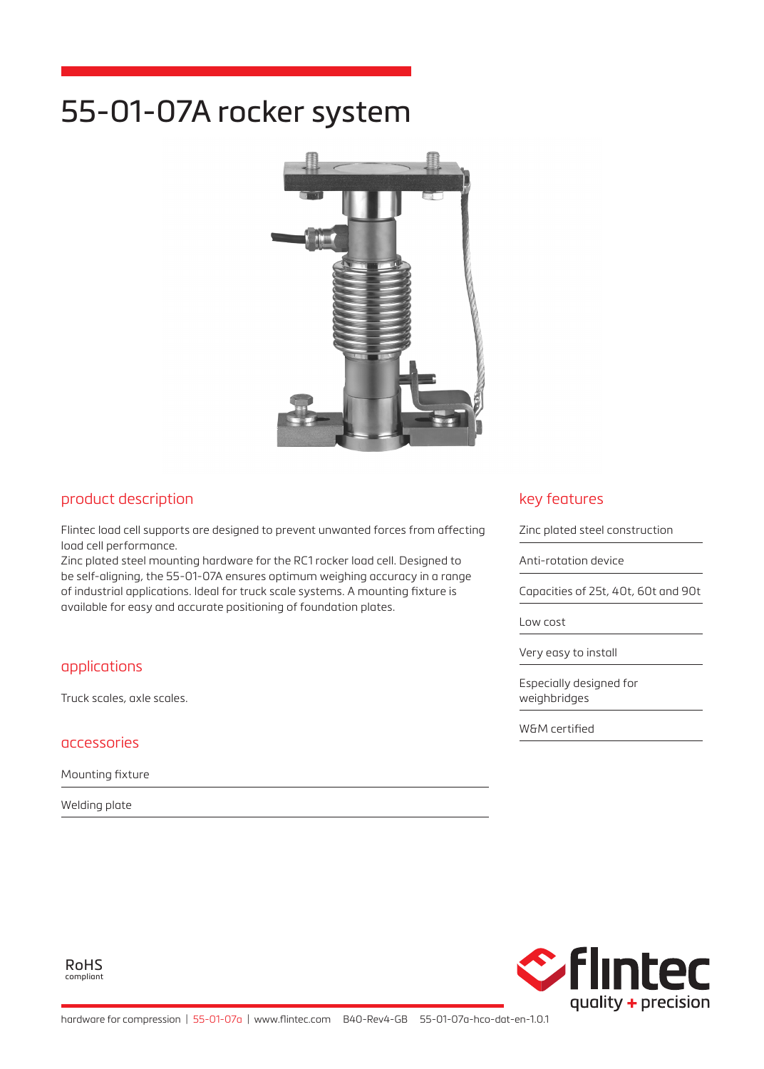# 55-01-07A rocker system

## product description

Flintec load cell supports are designed to prevent unwanted forces from affecting load cell performance.
Zinc plated steel mounting hardware for the RC1 rocker load cell. Designed to be self-aligning, the 55-01-07A ensures optimum weighing accuracy in a range of industrial applications. Ideal for truck scale systems. A mounting fixture is available for easy and accurate positioning of foundation plates.

## applications

Truck scales, axle scales.

## accessories

- Mounting fixture
- Welding plate

## key features

- Zinc plated steel construction
- Anti-rotation device
- Capacities of 25t, 40t, 60t and 90t
- Low cost
- Very easy to install
- Especially designed for weighbridges
- W&M certified

RoHS compliant

flintec quality + precision

hardware for compression | 55-01-07a | www.flintec.com B40-Rev4-GB 55-01-07a-hco-dat-en-1.0.1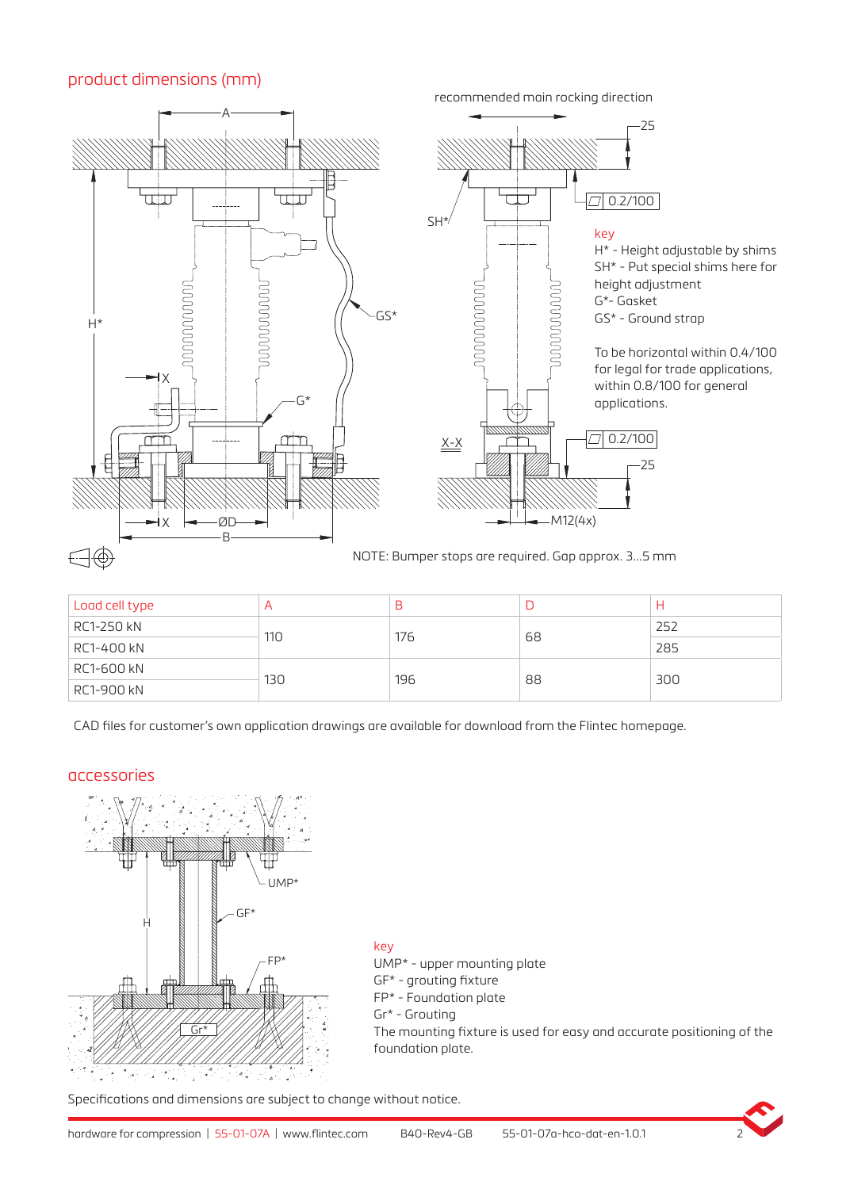## product dimensions (mm)

recommended main rocking direction

A

B

ØD

H*

X

X-X

GS*

G*

SH*

25

0.2/100

0.2/100

25

M12(4x)

**key**

H* - Height adjustable by shims

SH* - Put special shims here for height adjustment

G*- Gasket

GS* - Ground strap

To be horizontal within 0.4/100 for legal for trade applications, within 0.8/100 for general applications.

NOTE: Bumper stops are required. Gap approx. 3...5 mm

| Load cell type | A | B | D | H |
|---|---|---|---|---|
| RC1-250 kN | 110 | 176 | 68 | 252 |
| RC1-400 kN | | | | 285 |
| RC1-600 kN | 130 | 196 | 88 | 300 |
| RC1-900 kN | | | | |

CAD files for customer's own application drawings are available for download from the Flintec homepage.

## accessories

UMP*

GF*

H

FP*

Gr*

**key**

UMP* - upper mounting plate

GF* - grouting fixture

FP* - Foundation plate

Gr* - Grouting

The mounting fixture is used for easy and accurate positioning of the foundation plate.

Specifications and dimensions are subject to change without notice.